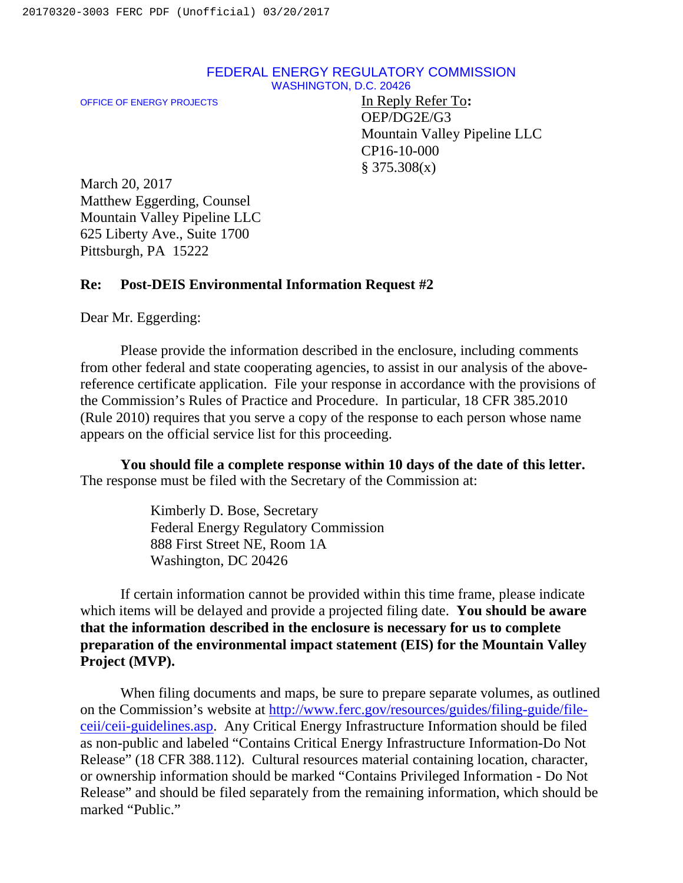FEDERAL ENERGY REGULATORY COMMISSION
WASHINGTON, D.C. 20426

OFFICE OF ENERGY PROJECTS

In Reply Refer To:
OEP/DG2E/G3
Mountain Valley Pipeline LLC
CP16-10-000
§ 375.308(x)

March 20, 2017

Matthew Eggerding, Counsel
Mountain Valley Pipeline LLC
625 Liberty Ave., Suite 1700
Pittsburgh, PA 15222

**Re: Post-DEIS Environmental Information Request #2**

Dear Mr. Eggerding:

Please provide the information described in the enclosure, including comments from other federal and state cooperating agencies, to assist in our analysis of the above-reference certificate application. File your response in accordance with the provisions of the Commission's Rules of Practice and Procedure. In particular, 18 CFR 385.2010 (Rule 2010) requires that you serve a copy of the response to each person whose name appears on the official service list for this proceeding.

**You should file a complete response within 10 days of the date of this letter.** The response must be filed with the Secretary of the Commission at:

Kimberly D. Bose, Secretary
Federal Energy Regulatory Commission
888 First Street NE, Room 1A
Washington, DC 20426

If certain information cannot be provided within this time frame, please indicate which items will be delayed and provide a projected filing date. **You should be aware that the information described in the enclosure is necessary for us to complete preparation of the environmental impact statement (EIS) for the Mountain Valley Project (MVP).**

When filing documents and maps, be sure to prepare separate volumes, as outlined on the Commission's website at http://www.ferc.gov/resources/guides/filing-guide/file-ceii/ceii-guidelines.asp. Any Critical Energy Infrastructure Information should be filed as non-public and labeled "Contains Critical Energy Infrastructure Information-Do Not Release" (18 CFR 388.112). Cultural resources material containing location, character, or ownership information should be marked "Contains Privileged Information - Do Not Release" and should be filed separately from the remaining information, which should be marked "Public."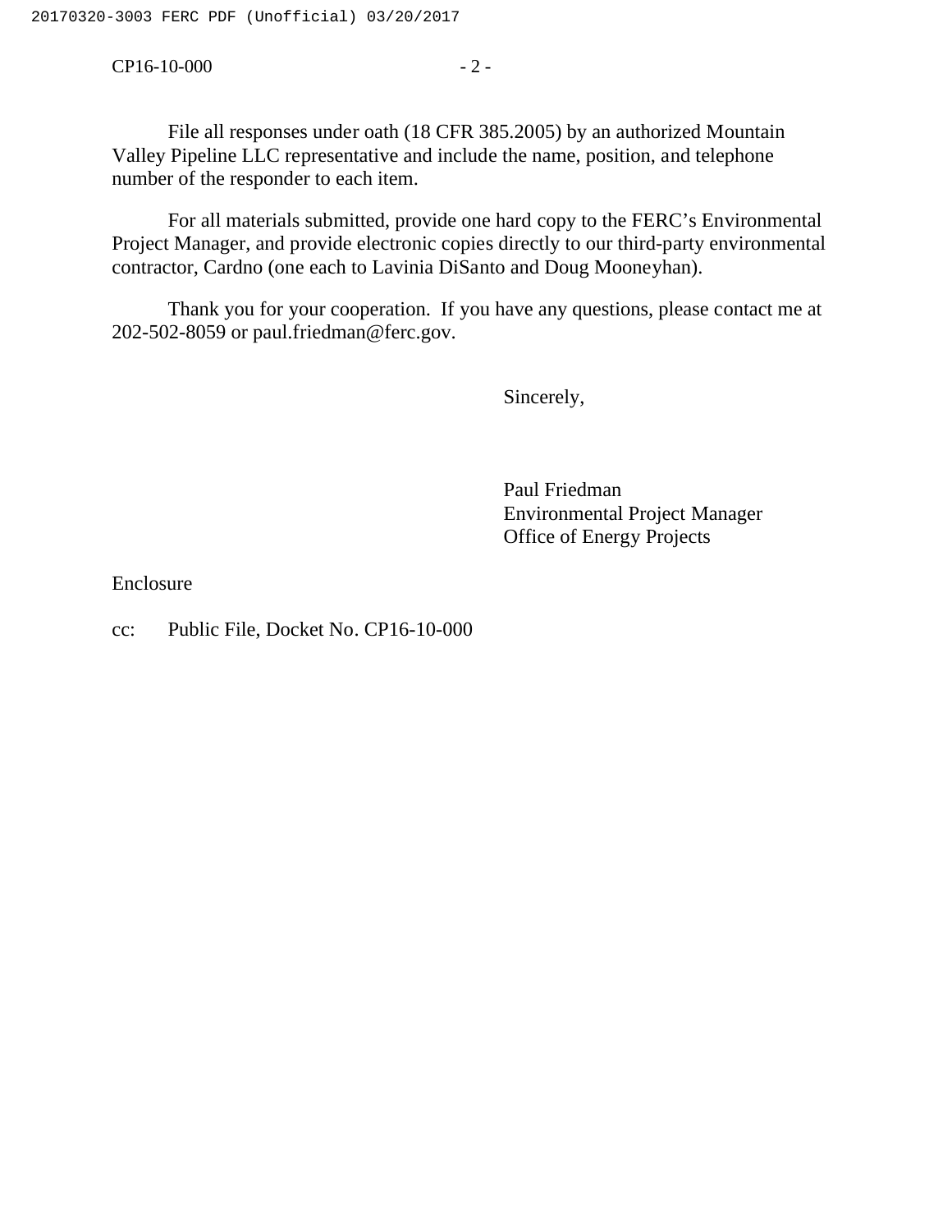File all responses under oath (18 CFR 385.2005) by an authorized Mountain Valley Pipeline LLC representative and include the name, position, and telephone number of the responder to each item.

For all materials submitted, provide one hard copy to the FERC's Environmental Project Manager, and provide electronic copies directly to our third-party environmental contractor, Cardno (one each to Lavinia DiSanto and Doug Mooneyhan).

Thank you for your cooperation. If you have any questions, please contact me at 202-502-8059 or paul.friedman@ferc.gov.

Sincerely,

Paul Friedman
Environmental Project Manager
Office of Energy Projects

Enclosure

cc: Public File, Docket No. CP16-10-000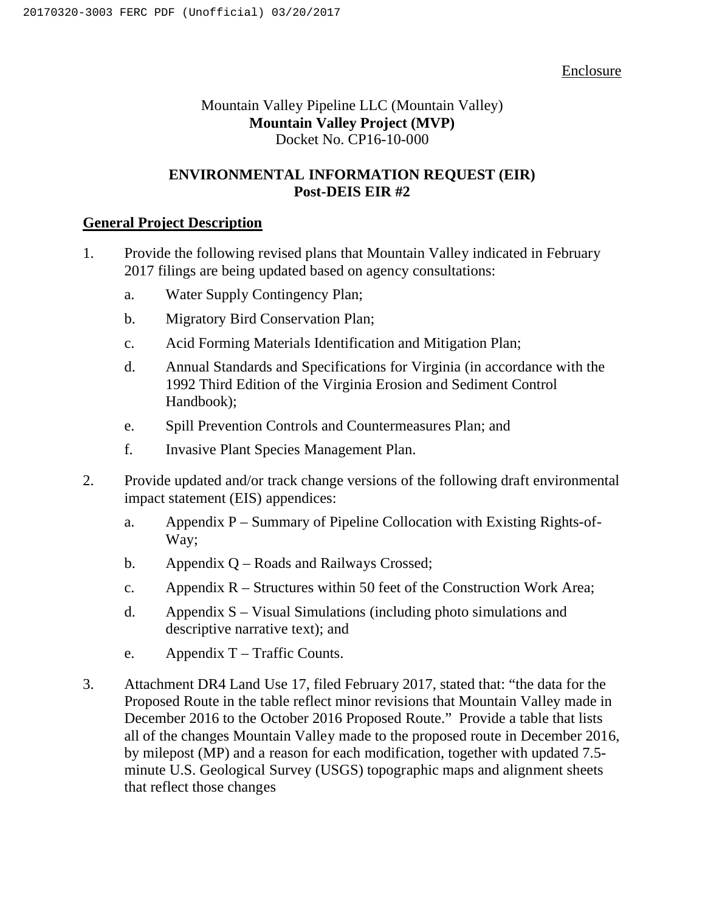Enclosure

Mountain Valley Pipeline LLC (Mountain Valley)
**Mountain Valley Project (MVP)**
Docket No. CP16-10-000

**ENVIRONMENTAL INFORMATION REQUEST (EIR)**
**Post-DEIS EIR #2**

## General Project Description

1. Provide the following revised plans that Mountain Valley indicated in February 2017 filings are being updated based on agency consultations:
   a. Water Supply Contingency Plan;
   b. Migratory Bird Conservation Plan;
   c. Acid Forming Materials Identification and Mitigation Plan;
   d. Annual Standards and Specifications for Virginia (in accordance with the 1992 Third Edition of the Virginia Erosion and Sediment Control Handbook);
   e. Spill Prevention Controls and Countermeasures Plan; and
   f. Invasive Plant Species Management Plan.

2. Provide updated and/or track change versions of the following draft environmental impact statement (EIS) appendices:
   a. Appendix P – Summary of Pipeline Collocation with Existing Rights-of-Way;
   b. Appendix Q – Roads and Railways Crossed;
   c. Appendix R – Structures within 50 feet of the Construction Work Area;
   d. Appendix S – Visual Simulations (including photo simulations and descriptive narrative text); and
   e. Appendix T – Traffic Counts.

3. Attachment DR4 Land Use 17, filed February 2017, stated that: "the data for the Proposed Route in the table reflect minor revisions that Mountain Valley made in December 2016 to the October 2016 Proposed Route." Provide a table that lists all of the changes Mountain Valley made to the proposed route in December 2016, by milepost (MP) and a reason for each modification, together with updated 7.5-minute U.S. Geological Survey (USGS) topographic maps and alignment sheets that reflect those changes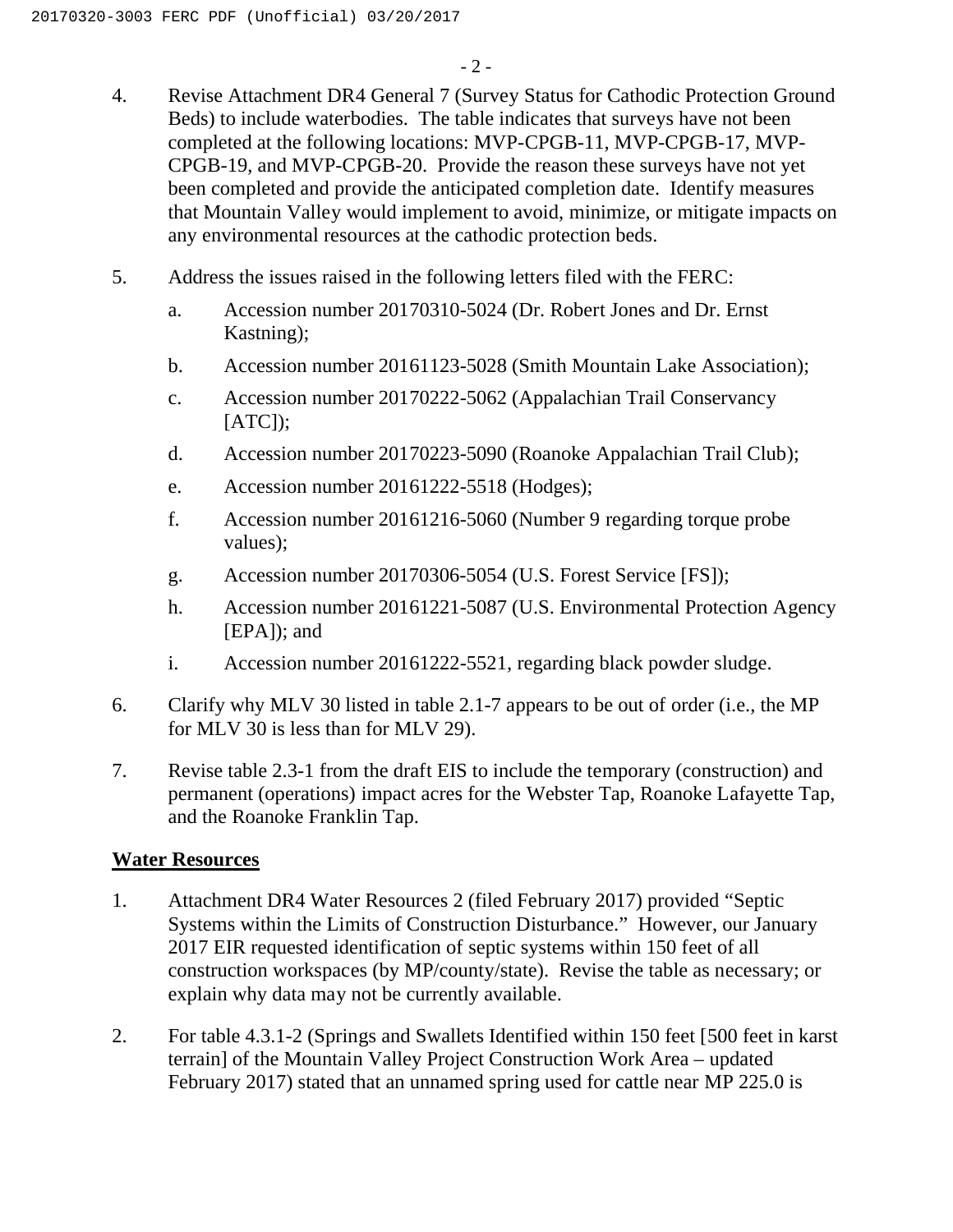4. Revise Attachment DR4 General 7 (Survey Status for Cathodic Protection Ground Beds) to include waterbodies. The table indicates that surveys have not been completed at the following locations: MVP-CPGB-11, MVP-CPGB-17, MVP-CPGB-19, and MVP-CPGB-20. Provide the reason these surveys have not yet been completed and provide the anticipated completion date. Identify measures that Mountain Valley would implement to avoid, minimize, or mitigate impacts on any environmental resources at the cathodic protection beds.

5. Address the issues raised in the following letters filed with the FERC:

   a. Accession number 20170310-5024 (Dr. Robert Jones and Dr. Ernst Kastning);

   b. Accession number 20161123-5028 (Smith Mountain Lake Association);

   c. Accession number 20170222-5062 (Appalachian Trail Conservancy [ATC]);

   d. Accession number 20170223-5090 (Roanoke Appalachian Trail Club);

   e. Accession number 20161222-5518 (Hodges);

   f. Accession number 20161216-5060 (Number 9 regarding torque probe values);

   g. Accession number 20170306-5054 (U.S. Forest Service [FS]);

   h. Accession number 20161221-5087 (U.S. Environmental Protection Agency [EPA]); and

   i. Accession number 20161222-5521, regarding black powder sludge.

6. Clarify why MLV 30 listed in table 2.1-7 appears to be out of order (i.e., the MP for MLV 30 is less than for MLV 29).

7. Revise table 2.3-1 from the draft EIS to include the temporary (construction) and permanent (operations) impact acres for the Webster Tap, Roanoke Lafayette Tap, and the Roanoke Franklin Tap.

## Water Resources

1. Attachment DR4 Water Resources 2 (filed February 2017) provided "Septic Systems within the Limits of Construction Disturbance." However, our January 2017 EIR requested identification of septic systems within 150 feet of all construction workspaces (by MP/county/state). Revise the table as necessary; or explain why data may not be currently available.

2. For table 4.3.1-2 (Springs and Swallets Identified within 150 feet [500 feet in karst terrain] of the Mountain Valley Project Construction Work Area – updated February 2017) stated that an unnamed spring used for cattle near MP 225.0 is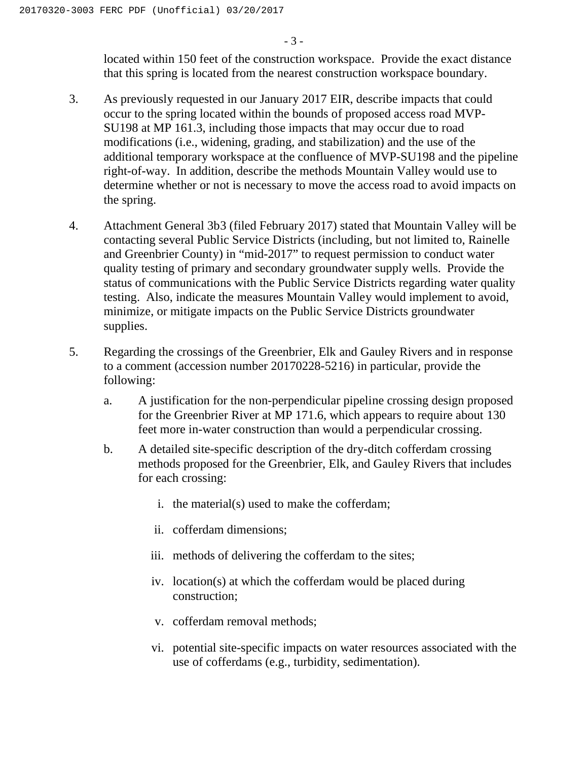located within 150 feet of the construction workspace. Provide the exact distance that this spring is located from the nearest construction workspace boundary.

3. As previously requested in our January 2017 EIR, describe impacts that could occur to the spring located within the bounds of proposed access road MVP-SU198 at MP 161.3, including those impacts that may occur due to road modifications (i.e., widening, grading, and stabilization) and the use of the additional temporary workspace at the confluence of MVP-SU198 and the pipeline right-of-way. In addition, describe the methods Mountain Valley would use to determine whether or not is necessary to move the access road to avoid impacts on the spring.

4. Attachment General 3b3 (filed February 2017) stated that Mountain Valley will be contacting several Public Service Districts (including, but not limited to, Rainelle and Greenbrier County) in "mid-2017" to request permission to conduct water quality testing of primary and secondary groundwater supply wells. Provide the status of communications with the Public Service Districts regarding water quality testing. Also, indicate the measures Mountain Valley would implement to avoid, minimize, or mitigate impacts on the Public Service Districts groundwater supplies.

5. Regarding the crossings of the Greenbrier, Elk and Gauley Rivers and in response to a comment (accession number 20170228-5216) in particular, provide the following:

   a. A justification for the non-perpendicular pipeline crossing design proposed for the Greenbrier River at MP 171.6, which appears to require about 130 feet more in-water construction than would a perpendicular crossing.

   b. A detailed site-specific description of the dry-ditch cofferdam crossing methods proposed for the Greenbrier, Elk, and Gauley Rivers that includes for each crossing:

      i. the material(s) used to make the cofferdam;

      ii. cofferdam dimensions;

      iii. methods of delivering the cofferdam to the sites;

      iv. location(s) at which the cofferdam would be placed during construction;

      v. cofferdam removal methods;

      vi. potential site-specific impacts on water resources associated with the use of cofferdams (e.g., turbidity, sedimentation).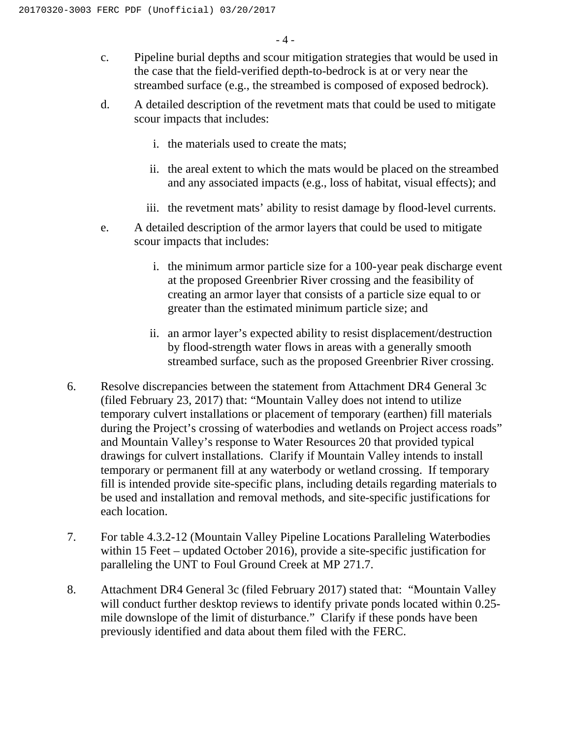c. Pipeline burial depths and scour mitigation strategies that would be used in the case that the field-verified depth-to-bedrock is at or very near the streambed surface (e.g., the streambed is composed of exposed bedrock).

d. A detailed description of the revetment mats that could be used to mitigate scour impacts that includes:

   i. the materials used to create the mats;

   ii. the areal extent to which the mats would be placed on the streambed and any associated impacts (e.g., loss of habitat, visual effects); and

   iii. the revetment mats' ability to resist damage by flood-level currents.

e. A detailed description of the armor layers that could be used to mitigate scour impacts that includes:

   i. the minimum armor particle size for a 100-year peak discharge event at the proposed Greenbrier River crossing and the feasibility of creating an armor layer that consists of a particle size equal to or greater than the estimated minimum particle size; and

   ii. an armor layer's expected ability to resist displacement/destruction by flood-strength water flows in areas with a generally smooth streambed surface, such as the proposed Greenbrier River crossing.

6. Resolve discrepancies between the statement from Attachment DR4 General 3c (filed February 23, 2017) that: "Mountain Valley does not intend to utilize temporary culvert installations or placement of temporary (earthen) fill materials during the Project's crossing of waterbodies and wetlands on Project access roads" and Mountain Valley's response to Water Resources 20 that provided typical drawings for culvert installations. Clarify if Mountain Valley intends to install temporary or permanent fill at any waterbody or wetland crossing. If temporary fill is intended provide site-specific plans, including details regarding materials to be used and installation and removal methods, and site-specific justifications for each location.

7. For table 4.3.2-12 (Mountain Valley Pipeline Locations Paralleling Waterbodies within 15 Feet – updated October 2016), provide a site-specific justification for paralleling the UNT to Foul Ground Creek at MP 271.7.

8. Attachment DR4 General 3c (filed February 2017) stated that: "Mountain Valley will conduct further desktop reviews to identify private ponds located within 0.25-mile downslope of the limit of disturbance." Clarify if these ponds have been previously identified and data about them filed with the FERC.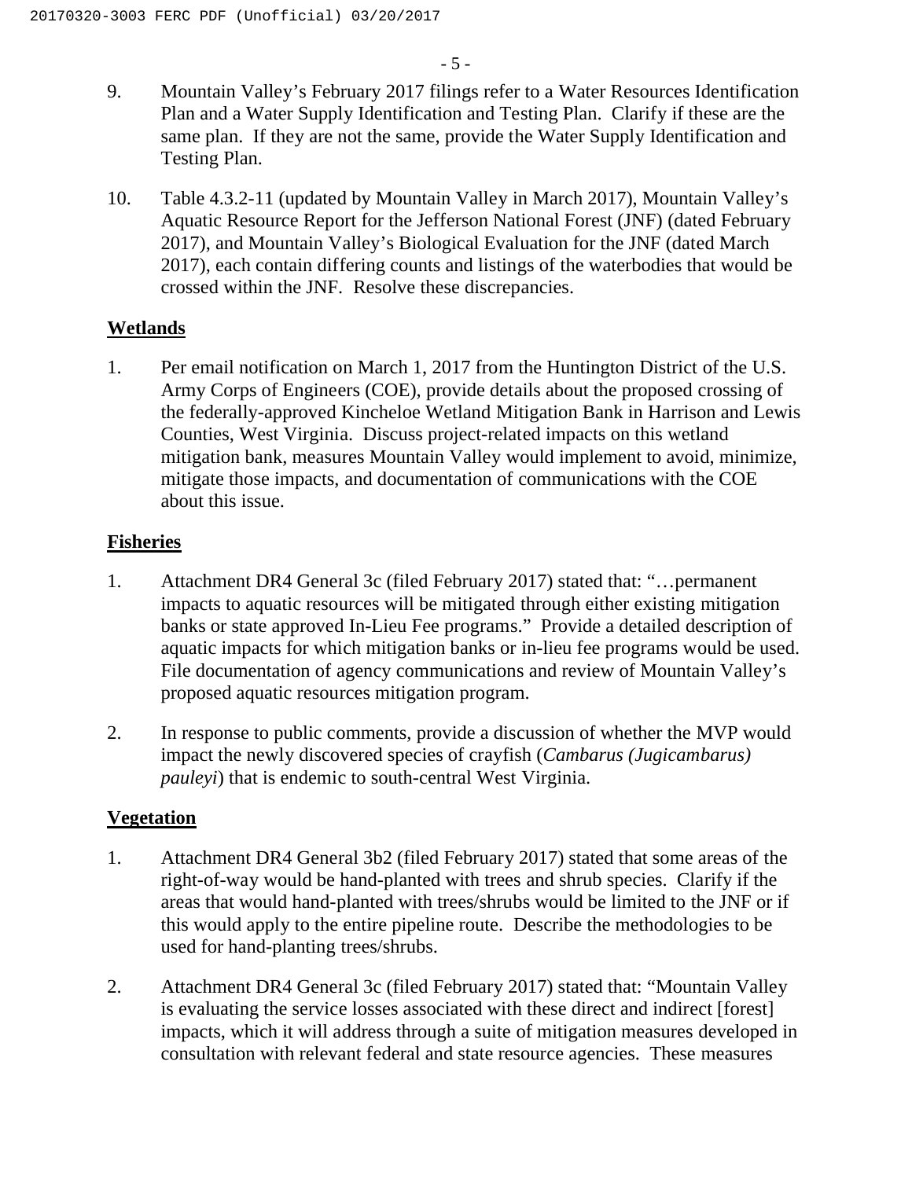9. Mountain Valley's February 2017 filings refer to a Water Resources Identification Plan and a Water Supply Identification and Testing Plan. Clarify if these are the same plan. If they are not the same, provide the Water Supply Identification and Testing Plan.

10. Table 4.3.2-11 (updated by Mountain Valley in March 2017), Mountain Valley's Aquatic Resource Report for the Jefferson National Forest (JNF) (dated February 2017), and Mountain Valley's Biological Evaluation for the JNF (dated March 2017), each contain differing counts and listings of the waterbodies that would be crossed within the JNF. Resolve these discrepancies.

**Wetlands**

1. Per email notification on March 1, 2017 from the Huntington District of the U.S. Army Corps of Engineers (COE), provide details about the proposed crossing of the federally-approved Kincheloe Wetland Mitigation Bank in Harrison and Lewis Counties, West Virginia. Discuss project-related impacts on this wetland mitigation bank, measures Mountain Valley would implement to avoid, minimize, mitigate those impacts, and documentation of communications with the COE about this issue.

**Fisheries**

1. Attachment DR4 General 3c (filed February 2017) stated that: "…permanent impacts to aquatic resources will be mitigated through either existing mitigation banks or state approved In-Lieu Fee programs." Provide a detailed description of aquatic impacts for which mitigation banks or in-lieu fee programs would be used. File documentation of agency communications and review of Mountain Valley's proposed aquatic resources mitigation program.

2. In response to public comments, provide a discussion of whether the MVP would impact the newly discovered species of crayfish (*Cambarus (Jugicambarus) pauleyi*) that is endemic to south-central West Virginia.

**Vegetation**

1. Attachment DR4 General 3b2 (filed February 2017) stated that some areas of the right-of-way would be hand-planted with trees and shrub species. Clarify if the areas that would hand-planted with trees/shrubs would be limited to the JNF or if this would apply to the entire pipeline route. Describe the methodologies to be used for hand-planting trees/shrubs.

2. Attachment DR4 General 3c (filed February 2017) stated that: "Mountain Valley is evaluating the service losses associated with these direct and indirect [forest] impacts, which it will address through a suite of mitigation measures developed in consultation with relevant federal and state resource agencies. These measures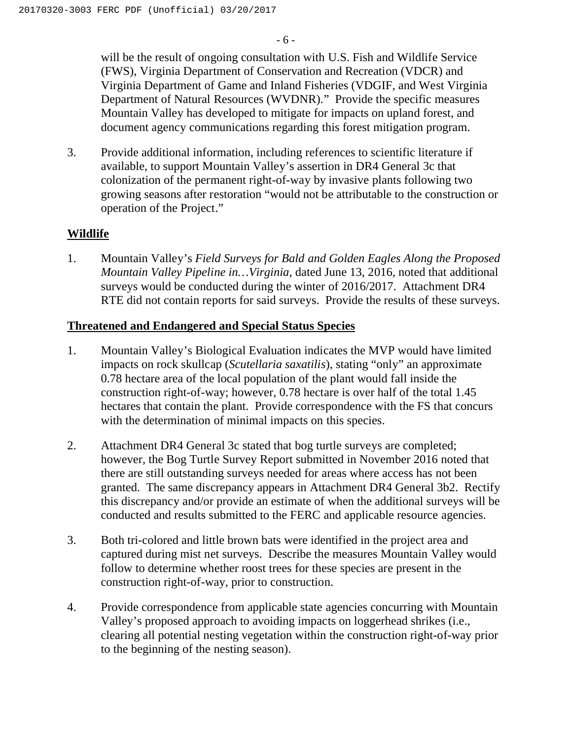will be the result of ongoing consultation with U.S. Fish and Wildlife Service (FWS), Virginia Department of Conservation and Recreation (VDCR) and Virginia Department of Game and Inland Fisheries (VDGIF, and West Virginia Department of Natural Resources (WVDNR)." Provide the specific measures Mountain Valley has developed to mitigate for impacts on upland forest, and document agency communications regarding this forest mitigation program.

3. Provide additional information, including references to scientific literature if available, to support Mountain Valley's assertion in DR4 General 3c that colonization of the permanent right-of-way by invasive plants following two growing seasons after restoration "would not be attributable to the construction or operation of the Project."

**Wildlife**

1. Mountain Valley's *Field Surveys for Bald and Golden Eagles Along the Proposed Mountain Valley Pipeline in…Virginia*, dated June 13, 2016, noted that additional surveys would be conducted during the winter of 2016/2017. Attachment DR4 RTE did not contain reports for said surveys. Provide the results of these surveys.

**Threatened and Endangered and Special Status Species**

1. Mountain Valley's Biological Evaluation indicates the MVP would have limited impacts on rock skullcap (*Scutellaria saxatilis*), stating "only" an approximate 0.78 hectare area of the local population of the plant would fall inside the construction right-of-way; however, 0.78 hectare is over half of the total 1.45 hectares that contain the plant. Provide correspondence with the FS that concurs with the determination of minimal impacts on this species.

2. Attachment DR4 General 3c stated that bog turtle surveys are completed; however, the Bog Turtle Survey Report submitted in November 2016 noted that there are still outstanding surveys needed for areas where access has not been granted. The same discrepancy appears in Attachment DR4 General 3b2. Rectify this discrepancy and/or provide an estimate of when the additional surveys will be conducted and results submitted to the FERC and applicable resource agencies.

3. Both tri-colored and little brown bats were identified in the project area and captured during mist net surveys. Describe the measures Mountain Valley would follow to determine whether roost trees for these species are present in the construction right-of-way, prior to construction.

4. Provide correspondence from applicable state agencies concurring with Mountain Valley's proposed approach to avoiding impacts on loggerhead shrikes (i.e., clearing all potential nesting vegetation within the construction right-of-way prior to the beginning of the nesting season).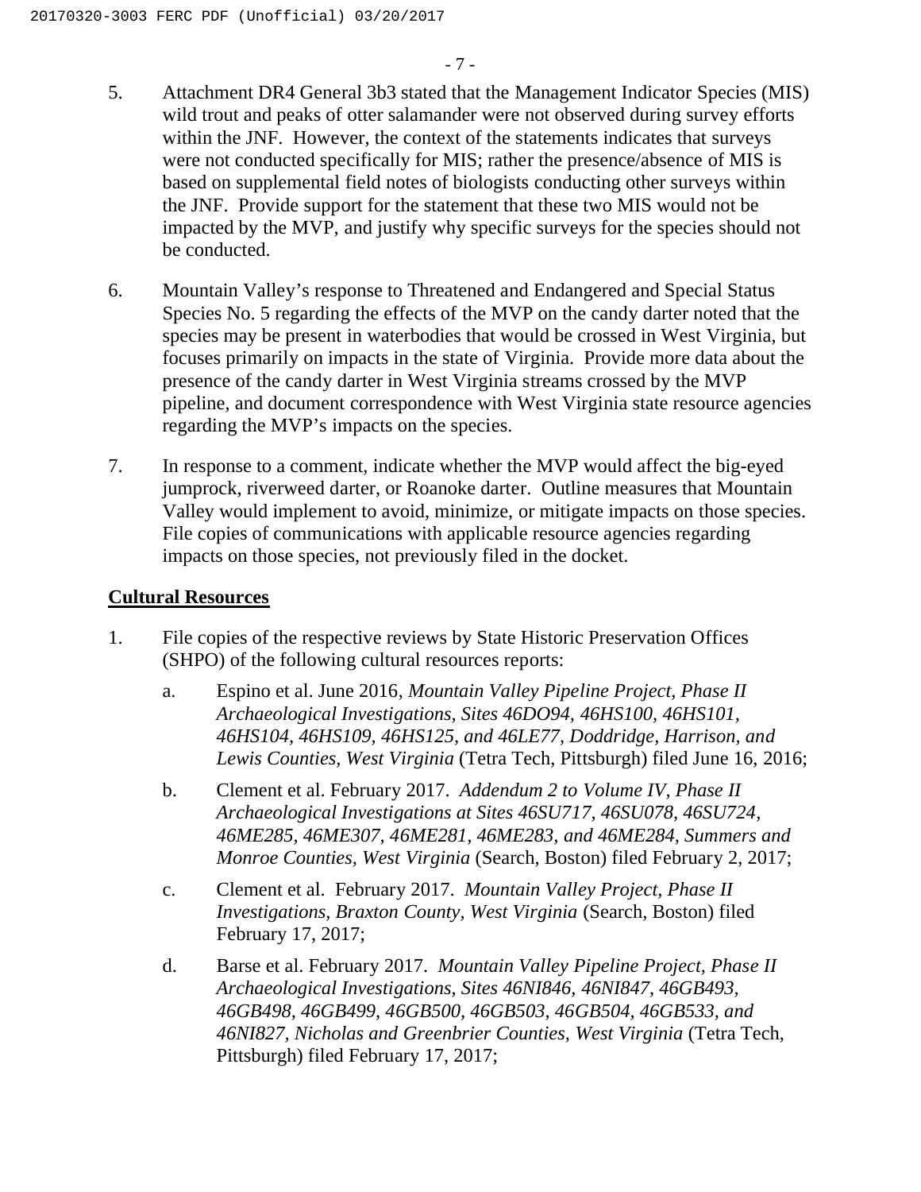5. Attachment DR4 General 3b3 stated that the Management Indicator Species (MIS) wild trout and peaks of otter salamander were not observed during survey efforts within the JNF. However, the context of the statements indicates that surveys were not conducted specifically for MIS; rather the presence/absence of MIS is based on supplemental field notes of biologists conducting other surveys within the JNF. Provide support for the statement that these two MIS would not be impacted by the MVP, and justify why specific surveys for the species should not be conducted.

6. Mountain Valley's response to Threatened and Endangered and Special Status Species No. 5 regarding the effects of the MVP on the candy darter noted that the species may be present in waterbodies that would be crossed in West Virginia, but focuses primarily on impacts in the state of Virginia. Provide more data about the presence of the candy darter in West Virginia streams crossed by the MVP pipeline, and document correspondence with West Virginia state resource agencies regarding the MVP's impacts on the species.

7. In response to a comment, indicate whether the MVP would affect the big-eyed jumprock, riverweed darter, or Roanoke darter. Outline measures that Mountain Valley would implement to avoid, minimize, or mitigate impacts on those species. File copies of communications with applicable resource agencies regarding impacts on those species, not previously filed in the docket.

**Cultural Resources**

1. File copies of the respective reviews by State Historic Preservation Offices (SHPO) of the following cultural resources reports:

   a. Espino et al. June 2016, *Mountain Valley Pipeline Project, Phase II Archaeological Investigations, Sites 46DO94, 46HS100, 46HS101, 46HS104, 46HS109, 46HS125, and 46LE77, Doddridge, Harrison, and Lewis Counties, West Virginia* (Tetra Tech, Pittsburgh) filed June 16, 2016;

   b. Clement et al. February 2017. *Addendum 2 to Volume IV, Phase II Archaeological Investigations at Sites 46SU717, 46SU078, 46SU724, 46ME285, 46ME307, 46ME281, 46ME283, and 46ME284, Summers and Monroe Counties, West Virginia* (Search, Boston) filed February 2, 2017;

   c. Clement et al. February 2017. *Mountain Valley Project, Phase II Investigations, Braxton County, West Virginia* (Search, Boston) filed February 17, 2017;

   d. Barse et al. February 2017. *Mountain Valley Pipeline Project, Phase II Archaeological Investigations, Sites 46NI846, 46NI847, 46GB493, 46GB498, 46GB499, 46GB500, 46GB503, 46GB504, 46GB533, and 46NI827, Nicholas and Greenbrier Counties, West Virginia* (Tetra Tech, Pittsburgh) filed February 17, 2017;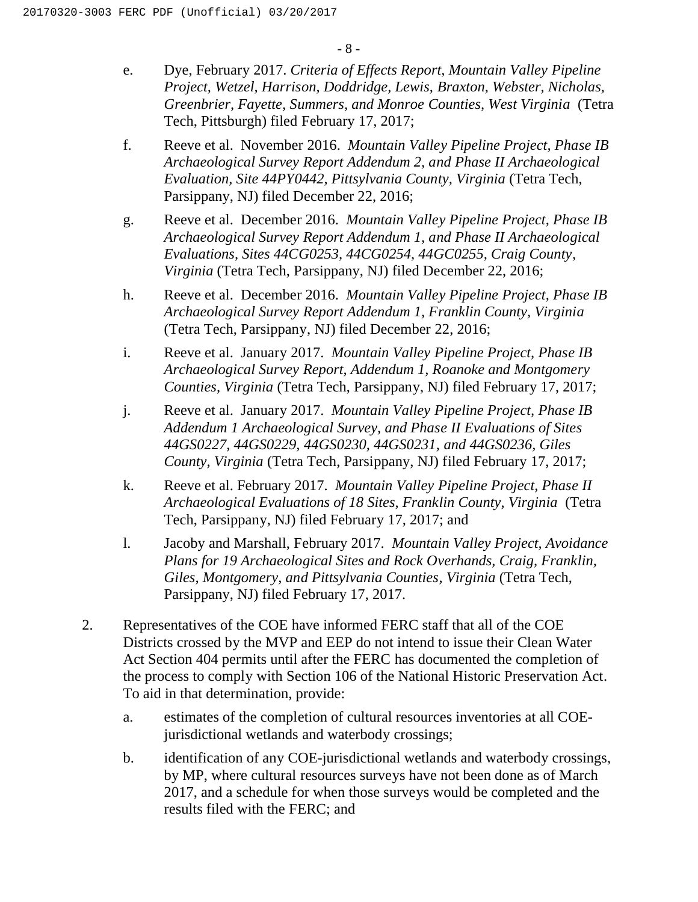e. Dye, February 2017. *Criteria of Effects Report, Mountain Valley Pipeline Project, Wetzel, Harrison, Doddridge, Lewis, Braxton, Webster, Nicholas, Greenbrier, Fayette, Summers, and Monroe Counties, West Virginia* (Tetra Tech, Pittsburgh) filed February 17, 2017;

f. Reeve et al. November 2016. *Mountain Valley Pipeline Project, Phase IB Archaeological Survey Report Addendum 2, and Phase II Archaeological Evaluation, Site 44PY0442, Pittsylvania County, Virginia* (Tetra Tech, Parsippany, NJ) filed December 22, 2016;

g. Reeve et al. December 2016. *Mountain Valley Pipeline Project, Phase IB Archaeological Survey Report Addendum 1, and Phase II Archaeological Evaluations, Sites 44CG0253, 44CG0254, 44GC0255, Craig County, Virginia* (Tetra Tech, Parsippany, NJ) filed December 22, 2016;

h. Reeve et al. December 2016. *Mountain Valley Pipeline Project, Phase IB Archaeological Survey Report Addendum 1, Franklin County, Virginia* (Tetra Tech, Parsippany, NJ) filed December 22, 2016;

i. Reeve et al. January 2017. *Mountain Valley Pipeline Project, Phase IB Archaeological Survey Report, Addendum 1, Roanoke and Montgomery Counties, Virginia* (Tetra Tech, Parsippany, NJ) filed February 17, 2017;

j. Reeve et al. January 2017. *Mountain Valley Pipeline Project, Phase IB Addendum 1 Archaeological Survey, and Phase II Evaluations of Sites 44GS0227, 44GS0229, 44GS0230, 44GS0231, and 44GS0236, Giles County, Virginia* (Tetra Tech, Parsippany, NJ) filed February 17, 2017;

k. Reeve et al. February 2017. *Mountain Valley Pipeline Project, Phase II Archaeological Evaluations of 18 Sites, Franklin County, Virginia* (Tetra Tech, Parsippany, NJ) filed February 17, 2017; and

l. Jacoby and Marshall, February 2017. *Mountain Valley Project, Avoidance Plans for 19 Archaeological Sites and Rock Overhands, Craig, Franklin, Giles, Montgomery, and Pittsylvania Counties, Virginia* (Tetra Tech, Parsippany, NJ) filed February 17, 2017.

2. Representatives of the COE have informed FERC staff that all of the COE Districts crossed by the MVP and EEP do not intend to issue their Clean Water Act Section 404 permits until after the FERC has documented the completion of the process to comply with Section 106 of the National Historic Preservation Act. To aid in that determination, provide:

   a. estimates of the completion of cultural resources inventories at all COE-jurisdictional wetlands and waterbody crossings;

   b. identification of any COE-jurisdictional wetlands and waterbody crossings, by MP, where cultural resources surveys have not been done as of March 2017, and a schedule for when those surveys would be completed and the results filed with the FERC; and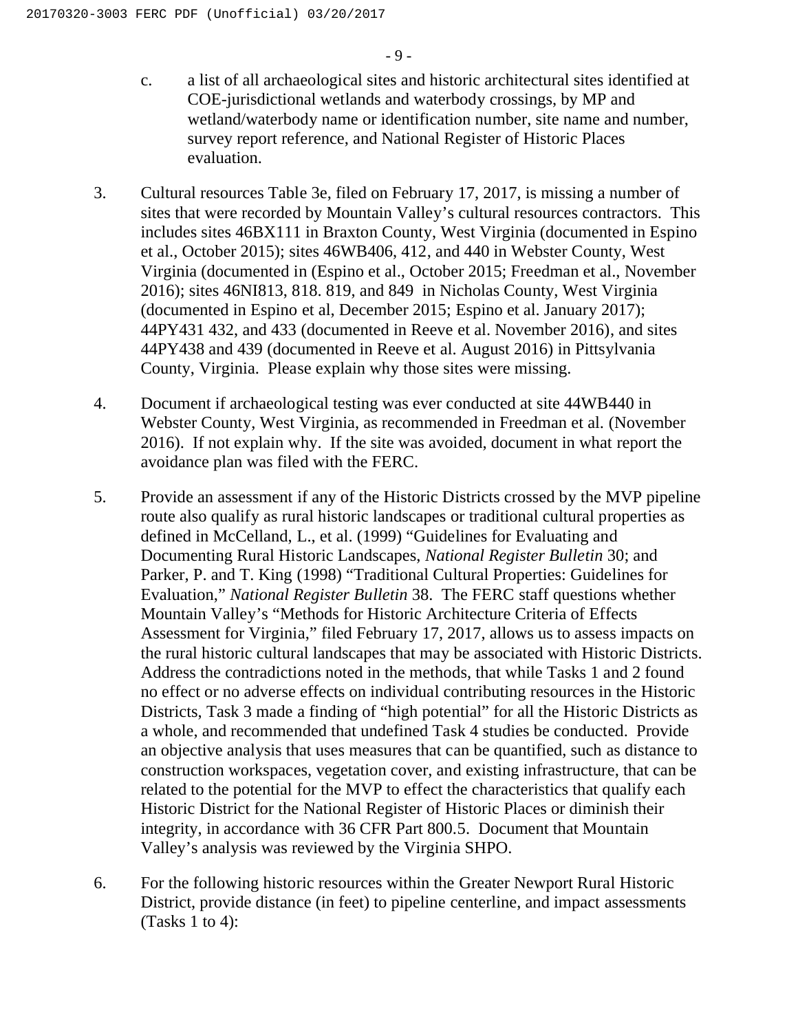c. a list of all archaeological sites and historic architectural sites identified at COE-jurisdictional wetlands and waterbody crossings, by MP and wetland/waterbody name or identification number, site name and number, survey report reference, and National Register of Historic Places evaluation.

3. Cultural resources Table 3e, filed on February 17, 2017, is missing a number of sites that were recorded by Mountain Valley's cultural resources contractors. This includes sites 46BX111 in Braxton County, West Virginia (documented in Espino et al., October 2015); sites 46WB406, 412, and 440 in Webster County, West Virginia (documented in (Espino et al., October 2015; Freedman et al., November 2016); sites 46NI813, 818. 819, and 849 in Nicholas County, West Virginia (documented in Espino et al, December 2015; Espino et al. January 2017); 44PY431 432, and 433 (documented in Reeve et al. November 2016), and sites 44PY438 and 439 (documented in Reeve et al. August 2016) in Pittsylvania County, Virginia. Please explain why those sites were missing.

4. Document if archaeological testing was ever conducted at site 44WB440 in Webster County, West Virginia, as recommended in Freedman et al. (November 2016). If not explain why. If the site was avoided, document in what report the avoidance plan was filed with the FERC.

5. Provide an assessment if any of the Historic Districts crossed by the MVP pipeline route also qualify as rural historic landscapes or traditional cultural properties as defined in McCelland, L., et al. (1999) "Guidelines for Evaluating and Documenting Rural Historic Landscapes, *National Register Bulletin* 30; and Parker, P. and T. King (1998) "Traditional Cultural Properties: Guidelines for Evaluation," *National Register Bulletin* 38. The FERC staff questions whether Mountain Valley's "Methods for Historic Architecture Criteria of Effects Assessment for Virginia," filed February 17, 2017, allows us to assess impacts on the rural historic cultural landscapes that may be associated with Historic Districts. Address the contradictions noted in the methods, that while Tasks 1 and 2 found no effect or no adverse effects on individual contributing resources in the Historic Districts, Task 3 made a finding of "high potential" for all the Historic Districts as a whole, and recommended that undefined Task 4 studies be conducted. Provide an objective analysis that uses measures that can be quantified, such as distance to construction workspaces, vegetation cover, and existing infrastructure, that can be related to the potential for the MVP to effect the characteristics that qualify each Historic District for the National Register of Historic Places or diminish their integrity, in accordance with 36 CFR Part 800.5. Document that Mountain Valley's analysis was reviewed by the Virginia SHPO.

6. For the following historic resources within the Greater Newport Rural Historic District, provide distance (in feet) to pipeline centerline, and impact assessments (Tasks 1 to 4):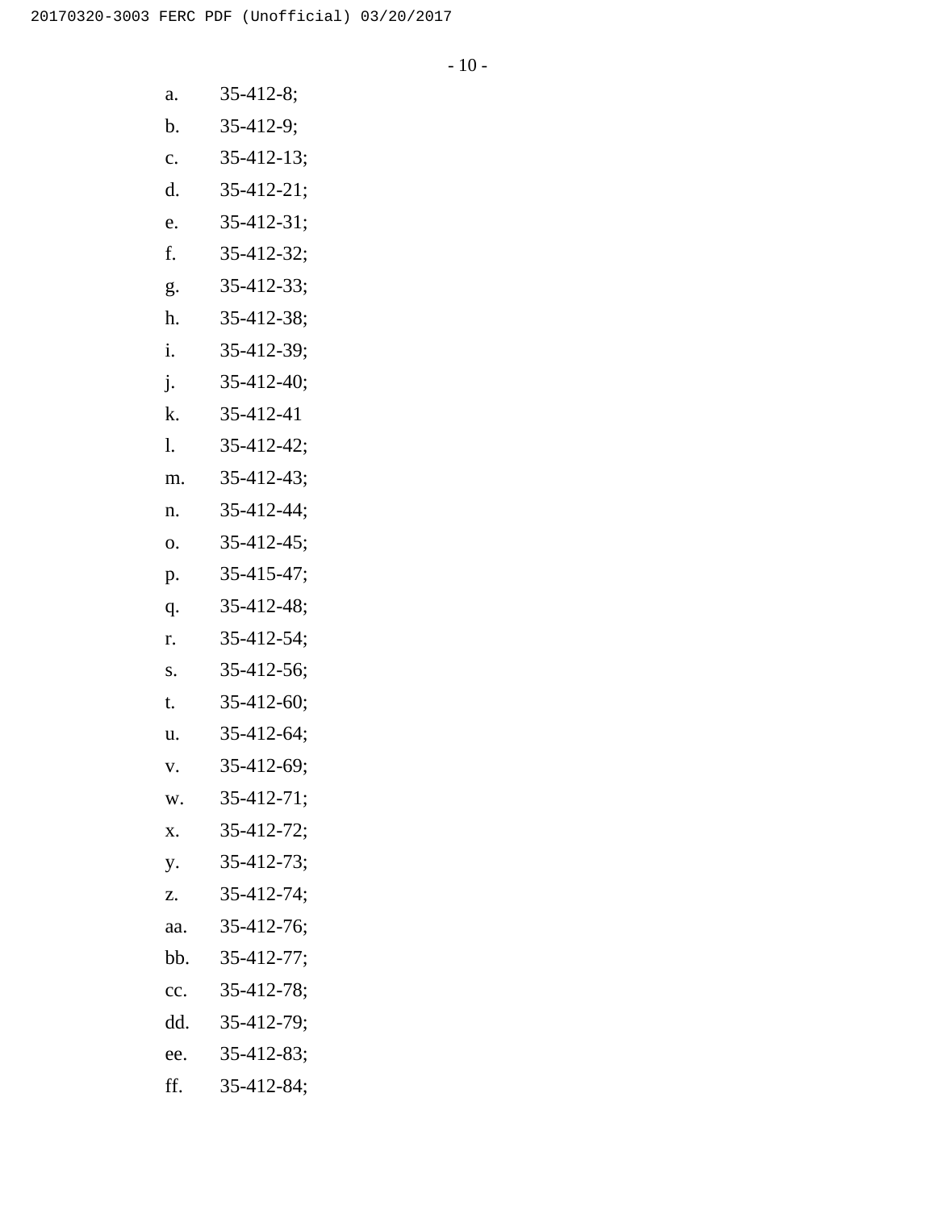a. 35-412-8;

b. 35-412-9;

c. 35-412-13;

d. 35-412-21;

e. 35-412-31;

f. 35-412-32;

g. 35-412-33;

h. 35-412-38;

i. 35-412-39;

j. 35-412-40;

k. 35-412-41

l. 35-412-42;

m. 35-412-43;

n. 35-412-44;

o. 35-412-45;

p. 35-415-47;

q. 35-412-48;

r. 35-412-54;

s. 35-412-56;

t. 35-412-60;

u. 35-412-64;

v. 35-412-69;

w. 35-412-71;

x. 35-412-72;

y. 35-412-73;

z. 35-412-74;

aa. 35-412-76;

bb. 35-412-77;

cc. 35-412-78;

dd. 35-412-79;

ee. 35-412-83;

ff. 35-412-84;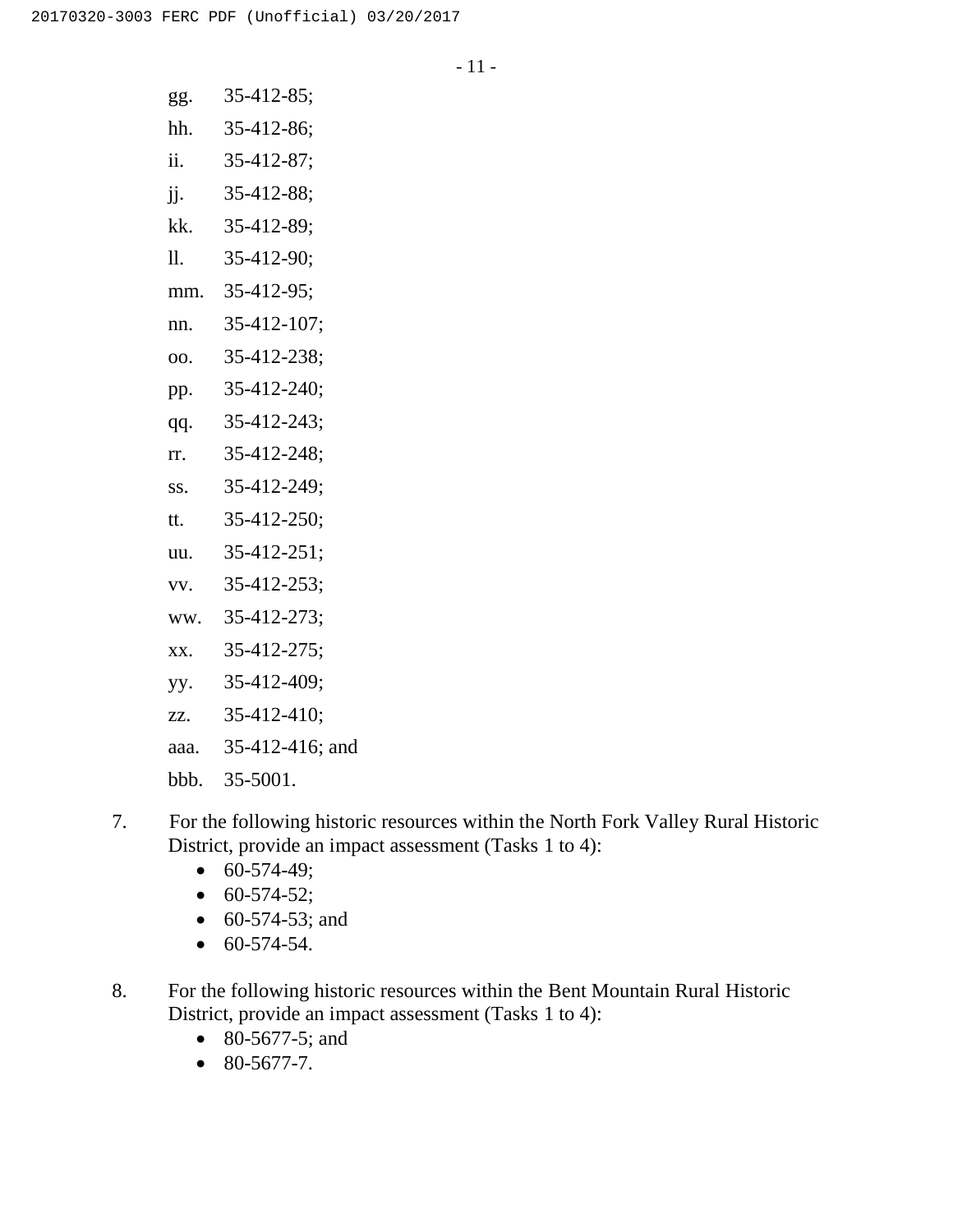gg. 35-412-85;

hh. 35-412-86;

ii. 35-412-87;

jj. 35-412-88;

kk. 35-412-89;

ll. 35-412-90;

mm. 35-412-95;

nn. 35-412-107;

oo. 35-412-238;

pp. 35-412-240;

qq. 35-412-243;

rr. 35-412-248;

ss. 35-412-249;

tt. 35-412-250;

uu. 35-412-251;

vv. 35-412-253;

ww. 35-412-273;

xx. 35-412-275;

yy. 35-412-409;

zz. 35-412-410;

aaa. 35-412-416; and

bbb. 35-5001.

7. For the following historic resources within the North Fork Valley Rural Historic District, provide an impact assessment (Tasks 1 to 4):
   - 60-574-49;
   - 60-574-52;
   - 60-574-53; and
   - 60-574-54.

8. For the following historic resources within the Bent Mountain Rural Historic District, provide an impact assessment (Tasks 1 to 4):
   - 80-5677-5; and
   - 80-5677-7.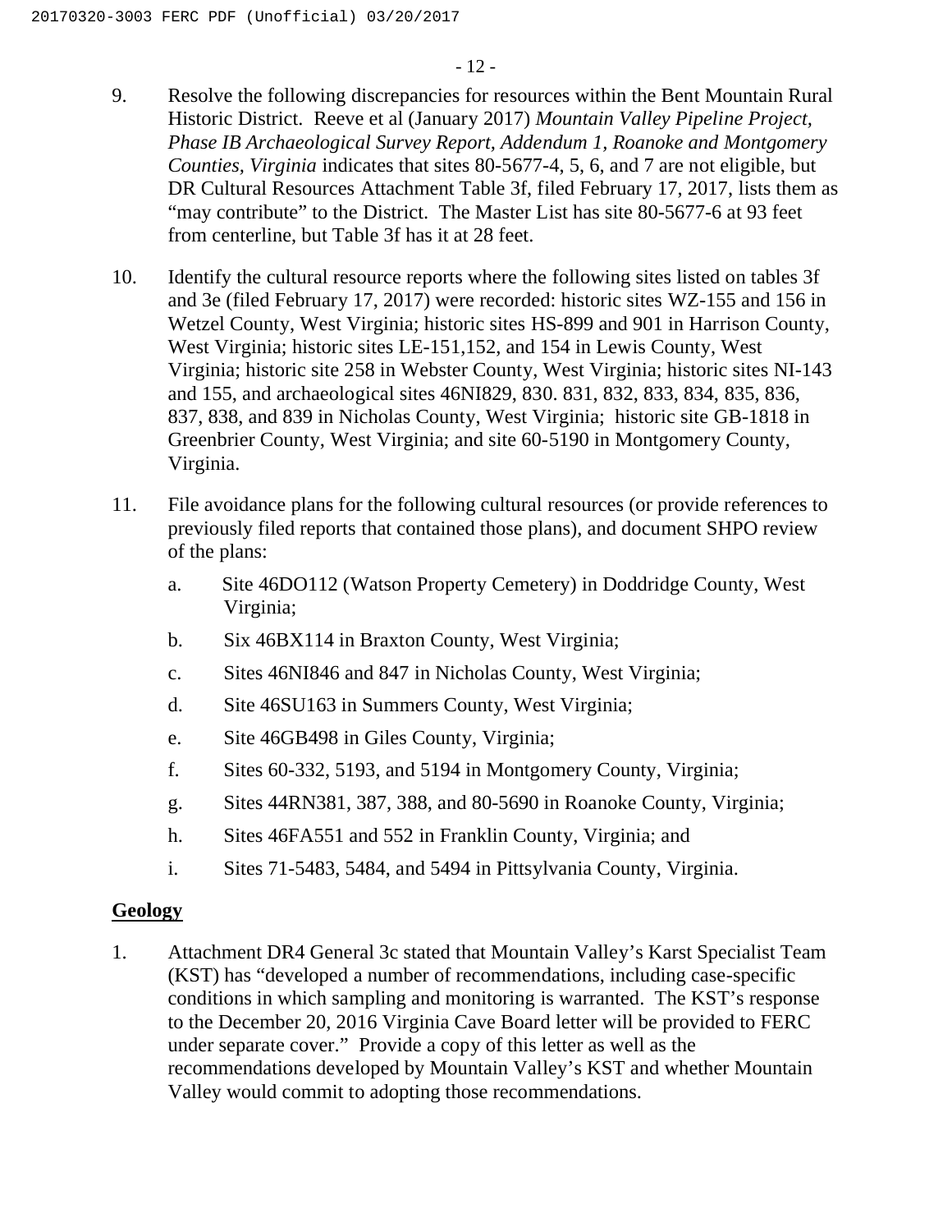9. Resolve the following discrepancies for resources within the Bent Mountain Rural Historic District. Reeve et al (January 2017) *Mountain Valley Pipeline Project, Phase IB Archaeological Survey Report, Addendum 1, Roanoke and Montgomery Counties, Virginia* indicates that sites 80-5677-4, 5, 6, and 7 are not eligible, but DR Cultural Resources Attachment Table 3f, filed February 17, 2017, lists them as "may contribute" to the District. The Master List has site 80-5677-6 at 93 feet from centerline, but Table 3f has it at 28 feet.

10. Identify the cultural resource reports where the following sites listed on tables 3f and 3e (filed February 17, 2017) were recorded: historic sites WZ-155 and 156 in Wetzel County, West Virginia; historic sites HS-899 and 901 in Harrison County, West Virginia; historic sites LE-151,152, and 154 in Lewis County, West Virginia; historic site 258 in Webster County, West Virginia; historic sites NI-143 and 155, and archaeological sites 46NI829, 830. 831, 832, 833, 834, 835, 836, 837, 838, and 839 in Nicholas County, West Virginia; historic site GB-1818 in Greenbrier County, West Virginia; and site 60-5190 in Montgomery County, Virginia.

11. File avoidance plans for the following cultural resources (or provide references to previously filed reports that contained those plans), and document SHPO review of the plans:

    a. Site 46DO112 (Watson Property Cemetery) in Doddridge County, West Virginia;
    b. Six 46BX114 in Braxton County, West Virginia;
    c. Sites 46NI846 and 847 in Nicholas County, West Virginia;
    d. Site 46SU163 in Summers County, West Virginia;
    e. Site 46GB498 in Giles County, Virginia;
    f. Sites 60-332, 5193, and 5194 in Montgomery County, Virginia;
    g. Sites 44RN381, 387, 388, and 80-5690 in Roanoke County, Virginia;
    h. Sites 46FA551 and 552 in Franklin County, Virginia; and
    i. Sites 71-5483, 5484, and 5494 in Pittsylvania County, Virginia.

## Geology

1. Attachment DR4 General 3c stated that Mountain Valley's Karst Specialist Team (KST) has "developed a number of recommendations, including case-specific conditions in which sampling and monitoring is warranted. The KST's response to the December 20, 2016 Virginia Cave Board letter will be provided to FERC under separate cover." Provide a copy of this letter as well as the recommendations developed by Mountain Valley's KST and whether Mountain Valley would commit to adopting those recommendations.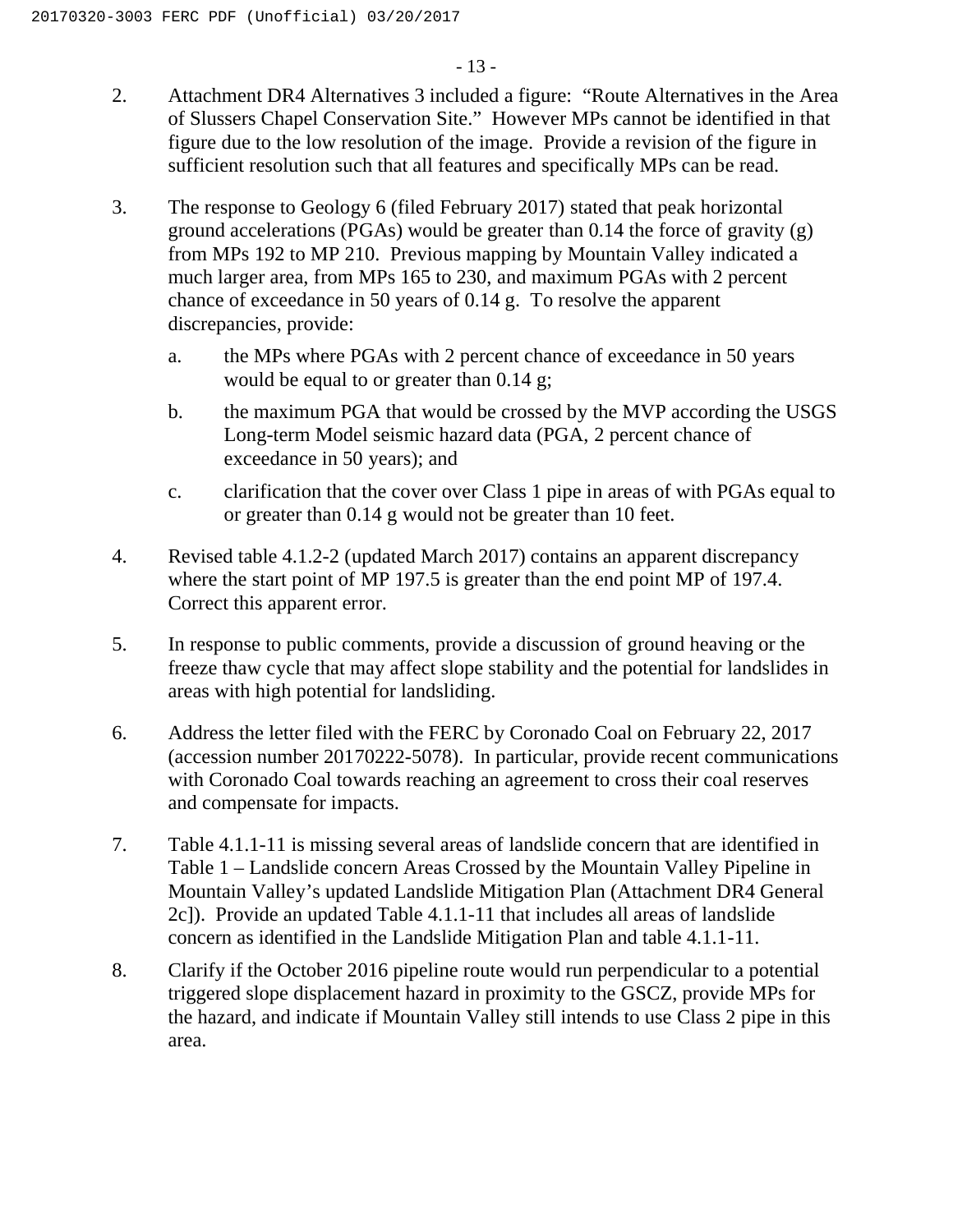2. Attachment DR4 Alternatives 3 included a figure: "Route Alternatives in the Area of Slussers Chapel Conservation Site." However MPs cannot be identified in that figure due to the low resolution of the image. Provide a revision of the figure in sufficient resolution such that all features and specifically MPs can be read.

3. The response to Geology 6 (filed February 2017) stated that peak horizontal ground accelerations (PGAs) would be greater than 0.14 the force of gravity (g) from MPs 192 to MP 210. Previous mapping by Mountain Valley indicated a much larger area, from MPs 165 to 230, and maximum PGAs with 2 percent chance of exceedance in 50 years of 0.14 g. To resolve the apparent discrepancies, provide:

   a. the MPs where PGAs with 2 percent chance of exceedance in 50 years would be equal to or greater than 0.14 g;

   b. the maximum PGA that would be crossed by the MVP according the USGS Long-term Model seismic hazard data (PGA, 2 percent chance of exceedance in 50 years); and

   c. clarification that the cover over Class 1 pipe in areas of with PGAs equal to or greater than 0.14 g would not be greater than 10 feet.

4. Revised table 4.1.2-2 (updated March 2017) contains an apparent discrepancy where the start point of MP 197.5 is greater than the end point MP of 197.4. Correct this apparent error.

5. In response to public comments, provide a discussion of ground heaving or the freeze thaw cycle that may affect slope stability and the potential for landslides in areas with high potential for landsliding.

6. Address the letter filed with the FERC by Coronado Coal on February 22, 2017 (accession number 20170222-5078). In particular, provide recent communications with Coronado Coal towards reaching an agreement to cross their coal reserves and compensate for impacts.

7. Table 4.1.1-11 is missing several areas of landslide concern that are identified in Table 1 – Landslide concern Areas Crossed by the Mountain Valley Pipeline in Mountain Valley's updated Landslide Mitigation Plan (Attachment DR4 General 2c]). Provide an updated Table 4.1.1-11 that includes all areas of landslide concern as identified in the Landslide Mitigation Plan and table 4.1.1-11.

8. Clarify if the October 2016 pipeline route would run perpendicular to a potential triggered slope displacement hazard in proximity to the GSCZ, provide MPs for the hazard, and indicate if Mountain Valley still intends to use Class 2 pipe in this area.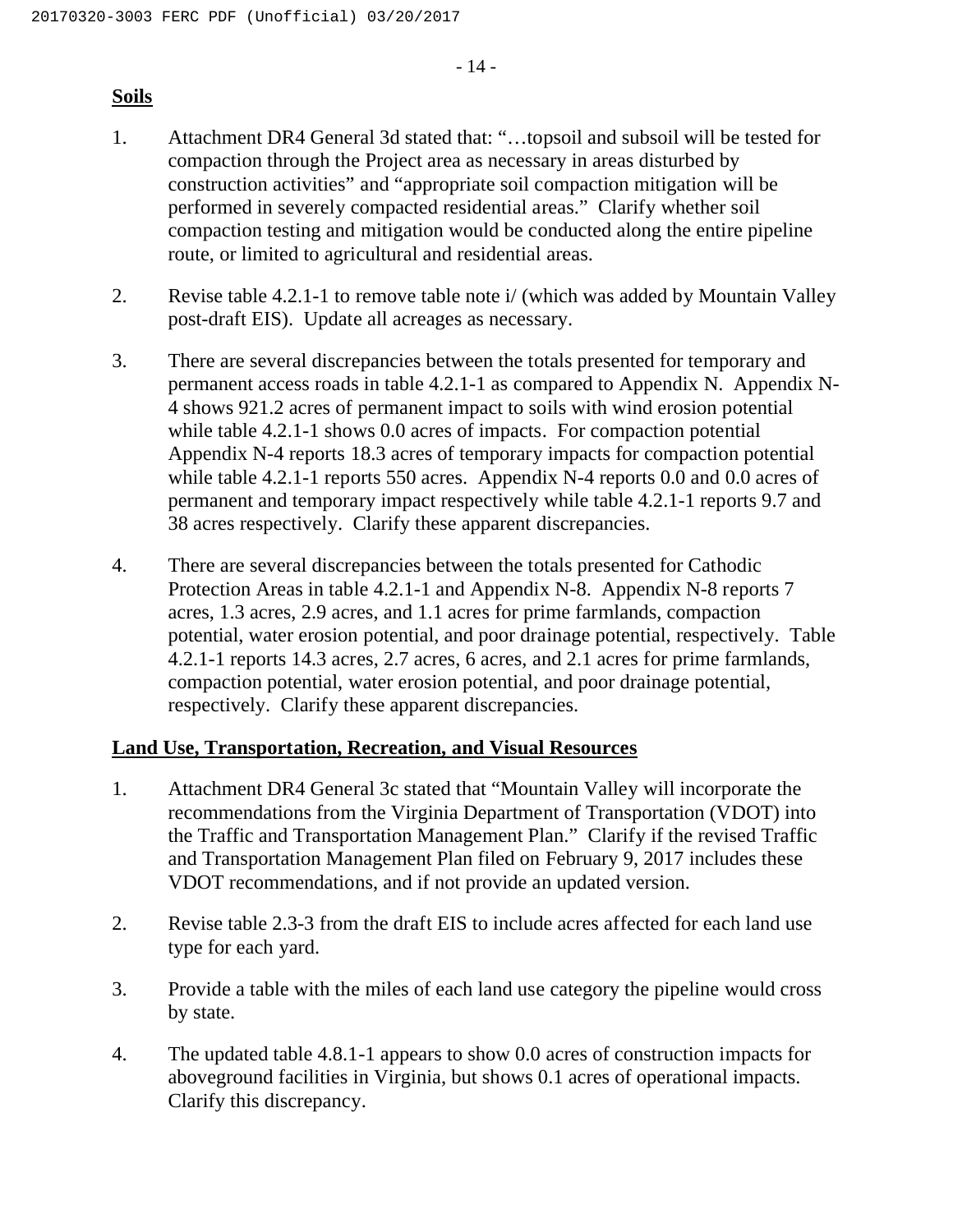## Soils

1. Attachment DR4 General 3d stated that: "…topsoil and subsoil will be tested for compaction through the Project area as necessary in areas disturbed by construction activities" and "appropriate soil compaction mitigation will be performed in severely compacted residential areas." Clarify whether soil compaction testing and mitigation would be conducted along the entire pipeline route, or limited to agricultural and residential areas.

2. Revise table 4.2.1-1 to remove table note i/ (which was added by Mountain Valley post-draft EIS). Update all acreages as necessary.

3. There are several discrepancies between the totals presented for temporary and permanent access roads in table 4.2.1-1 as compared to Appendix N. Appendix N-4 shows 921.2 acres of permanent impact to soils with wind erosion potential while table 4.2.1-1 shows 0.0 acres of impacts. For compaction potential Appendix N-4 reports 18.3 acres of temporary impacts for compaction potential while table 4.2.1-1 reports 550 acres. Appendix N-4 reports 0.0 and 0.0 acres of permanent and temporary impact respectively while table 4.2.1-1 reports 9.7 and 38 acres respectively. Clarify these apparent discrepancies.

4. There are several discrepancies between the totals presented for Cathodic Protection Areas in table 4.2.1-1 and Appendix N-8. Appendix N-8 reports 7 acres, 1.3 acres, 2.9 acres, and 1.1 acres for prime farmlands, compaction potential, water erosion potential, and poor drainage potential, respectively. Table 4.2.1-1 reports 14.3 acres, 2.7 acres, 6 acres, and 2.1 acres for prime farmlands, compaction potential, water erosion potential, and poor drainage potential, respectively. Clarify these apparent discrepancies.

## Land Use, Transportation, Recreation, and Visual Resources

1. Attachment DR4 General 3c stated that "Mountain Valley will incorporate the recommendations from the Virginia Department of Transportation (VDOT) into the Traffic and Transportation Management Plan." Clarify if the revised Traffic and Transportation Management Plan filed on February 9, 2017 includes these VDOT recommendations, and if not provide an updated version.

2. Revise table 2.3-3 from the draft EIS to include acres affected for each land use type for each yard.

3. Provide a table with the miles of each land use category the pipeline would cross by state.

4. The updated table 4.8.1-1 appears to show 0.0 acres of construction impacts for aboveground facilities in Virginia, but shows 0.1 acres of operational impacts. Clarify this discrepancy.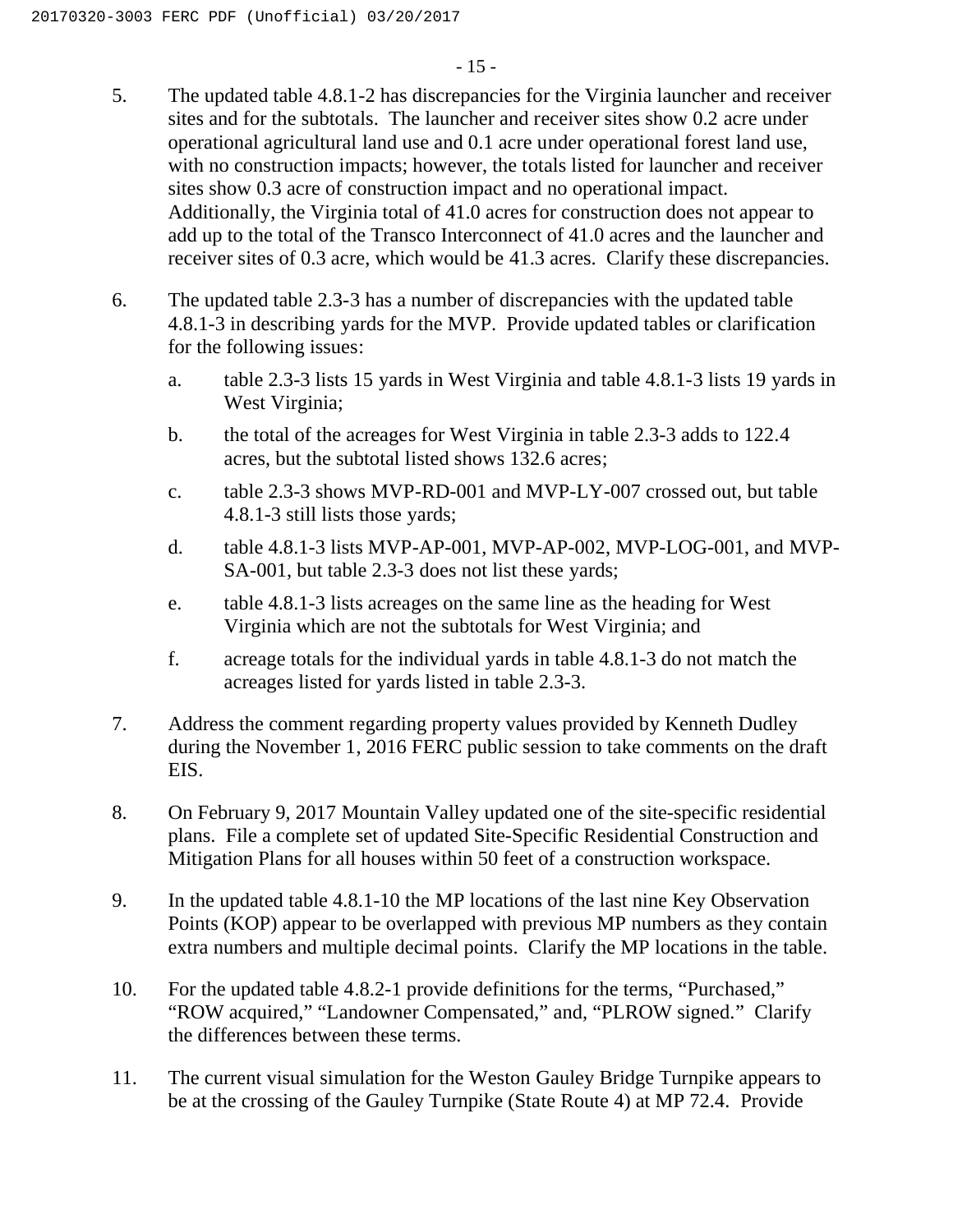5. The updated table 4.8.1-2 has discrepancies for the Virginia launcher and receiver sites and for the subtotals. The launcher and receiver sites show 0.2 acre under operational agricultural land use and 0.1 acre under operational forest land use, with no construction impacts; however, the totals listed for launcher and receiver sites show 0.3 acre of construction impact and no operational impact. Additionally, the Virginia total of 41.0 acres for construction does not appear to add up to the total of the Transco Interconnect of 41.0 acres and the launcher and receiver sites of 0.3 acre, which would be 41.3 acres. Clarify these discrepancies.

6. The updated table 2.3-3 has a number of discrepancies with the updated table 4.8.1-3 in describing yards for the MVP. Provide updated tables or clarification for the following issues:

   a. table 2.3-3 lists 15 yards in West Virginia and table 4.8.1-3 lists 19 yards in West Virginia;

   b. the total of the acreages for West Virginia in table 2.3-3 adds to 122.4 acres, but the subtotal listed shows 132.6 acres;

   c. table 2.3-3 shows MVP-RD-001 and MVP-LY-007 crossed out, but table 4.8.1-3 still lists those yards;

   d. table 4.8.1-3 lists MVP-AP-001, MVP-AP-002, MVP-LOG-001, and MVP-SA-001, but table 2.3-3 does not list these yards;

   e. table 4.8.1-3 lists acreages on the same line as the heading for West Virginia which are not the subtotals for West Virginia; and

   f. acreage totals for the individual yards in table 4.8.1-3 do not match the acreages listed for yards listed in table 2.3-3.

7. Address the comment regarding property values provided by Kenneth Dudley during the November 1, 2016 FERC public session to take comments on the draft EIS.

8. On February 9, 2017 Mountain Valley updated one of the site-specific residential plans. File a complete set of updated Site-Specific Residential Construction and Mitigation Plans for all houses within 50 feet of a construction workspace.

9. In the updated table 4.8.1-10 the MP locations of the last nine Key Observation Points (KOP) appear to be overlapped with previous MP numbers as they contain extra numbers and multiple decimal points. Clarify the MP locations in the table.

10. For the updated table 4.8.2-1 provide definitions for the terms, "Purchased," "ROW acquired," "Landowner Compensated," and, "PLROW signed." Clarify the differences between these terms.

11. The current visual simulation for the Weston Gauley Bridge Turnpike appears to be at the crossing of the Gauley Turnpike (State Route 4) at MP 72.4. Provide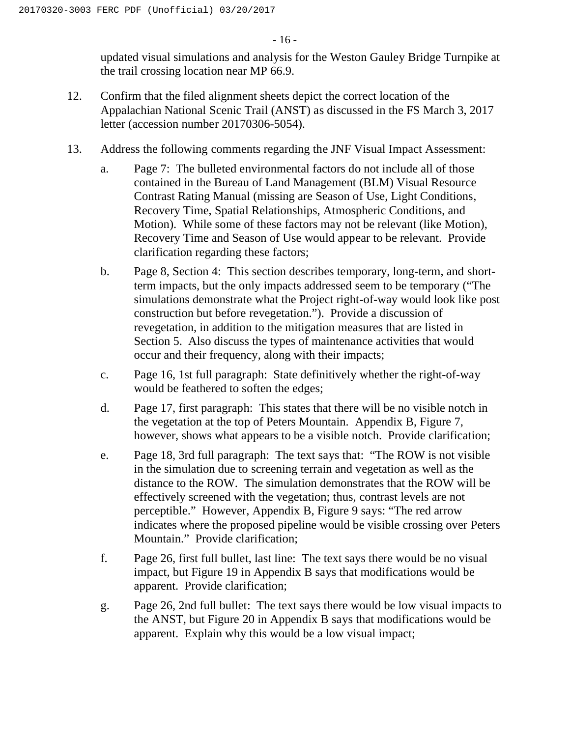updated visual simulations and analysis for the Weston Gauley Bridge Turnpike at the trail crossing location near MP 66.9.

12. Confirm that the filed alignment sheets depict the correct location of the Appalachian National Scenic Trail (ANST) as discussed in the FS March 3, 2017 letter (accession number 20170306-5054).

13. Address the following comments regarding the JNF Visual Impact Assessment:

    a. Page 7: The bulleted environmental factors do not include all of those contained in the Bureau of Land Management (BLM) Visual Resource Contrast Rating Manual (missing are Season of Use, Light Conditions, Recovery Time, Spatial Relationships, Atmospheric Conditions, and Motion). While some of these factors may not be relevant (like Motion), Recovery Time and Season of Use would appear to be relevant. Provide clarification regarding these factors;

    b. Page 8, Section 4: This section describes temporary, long-term, and short-term impacts, but the only impacts addressed seem to be temporary ("The simulations demonstrate what the Project right-of-way would look like post construction but before revegetation."). Provide a discussion of revegetation, in addition to the mitigation measures that are listed in Section 5. Also discuss the types of maintenance activities that would occur and their frequency, along with their impacts;

    c. Page 16, 1st full paragraph: State definitively whether the right-of-way would be feathered to soften the edges;

    d. Page 17, first paragraph: This states that there will be no visible notch in the vegetation at the top of Peters Mountain. Appendix B, Figure 7, however, shows what appears to be a visible notch. Provide clarification;

    e. Page 18, 3rd full paragraph: The text says that: "The ROW is not visible in the simulation due to screening terrain and vegetation as well as the distance to the ROW. The simulation demonstrates that the ROW will be effectively screened with the vegetation; thus, contrast levels are not perceptible." However, Appendix B, Figure 9 says: "The red arrow indicates where the proposed pipeline would be visible crossing over Peters Mountain." Provide clarification;

    f. Page 26, first full bullet, last line: The text says there would be no visual impact, but Figure 19 in Appendix B says that modifications would be apparent. Provide clarification;

    g. Page 26, 2nd full bullet: The text says there would be low visual impacts to the ANST, but Figure 20 in Appendix B says that modifications would be apparent. Explain why this would be a low visual impact;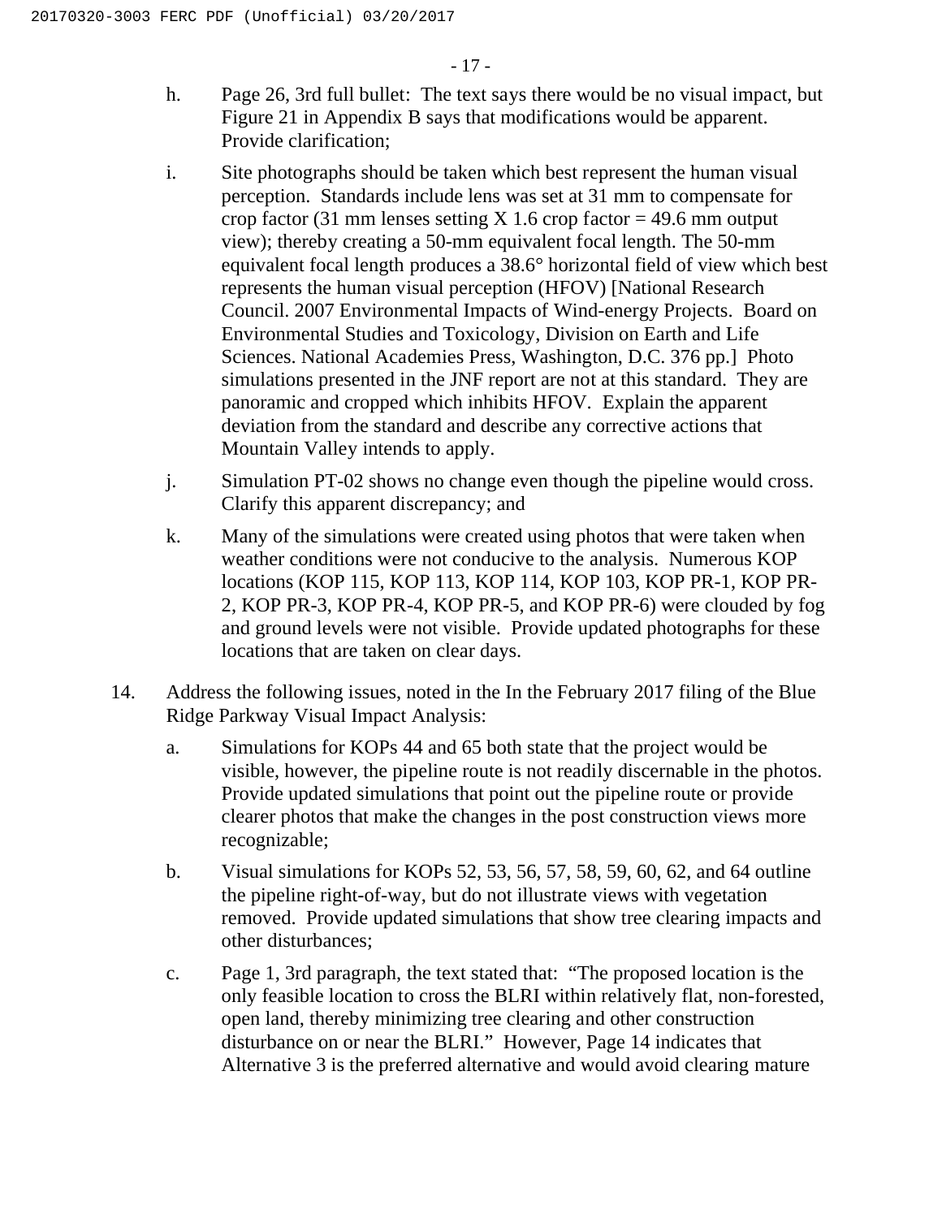h. Page 26, 3rd full bullet: The text says there would be no visual impact, but Figure 21 in Appendix B says that modifications would be apparent. Provide clarification;

i. Site photographs should be taken which best represent the human visual perception. Standards include lens was set at 31 mm to compensate for crop factor (31 mm lenses setting X 1.6 crop factor = 49.6 mm output view); thereby creating a 50-mm equivalent focal length. The 50-mm equivalent focal length produces a 38.6° horizontal field of view which best represents the human visual perception (HFOV) [National Research Council. 2007 Environmental Impacts of Wind-energy Projects. Board on Environmental Studies and Toxicology, Division on Earth and Life Sciences. National Academies Press, Washington, D.C. 376 pp.] Photo simulations presented in the JNF report are not at this standard. They are panoramic and cropped which inhibits HFOV. Explain the apparent deviation from the standard and describe any corrective actions that Mountain Valley intends to apply.

j. Simulation PT-02 shows no change even though the pipeline would cross. Clarify this apparent discrepancy; and

k. Many of the simulations were created using photos that were taken when weather conditions were not conducive to the analysis. Numerous KOP locations (KOP 115, KOP 113, KOP 114, KOP 103, KOP PR-1, KOP PR-2, KOP PR-3, KOP PR-4, KOP PR-5, and KOP PR-6) were clouded by fog and ground levels were not visible. Provide updated photographs for these locations that are taken on clear days.

14. Address the following issues, noted in the In the February 2017 filing of the Blue Ridge Parkway Visual Impact Analysis:

   a. Simulations for KOPs 44 and 65 both state that the project would be visible, however, the pipeline route is not readily discernable in the photos. Provide updated simulations that point out the pipeline route or provide clearer photos that make the changes in the post construction views more recognizable;

   b. Visual simulations for KOPs 52, 53, 56, 57, 58, 59, 60, 62, and 64 outline the pipeline right-of-way, but do not illustrate views with vegetation removed. Provide updated simulations that show tree clearing impacts and other disturbances;

   c. Page 1, 3rd paragraph, the text stated that: "The proposed location is the only feasible location to cross the BLRI within relatively flat, non-forested, open land, thereby minimizing tree clearing and other construction disturbance on or near the BLRI." However, Page 14 indicates that Alternative 3 is the preferred alternative and would avoid clearing mature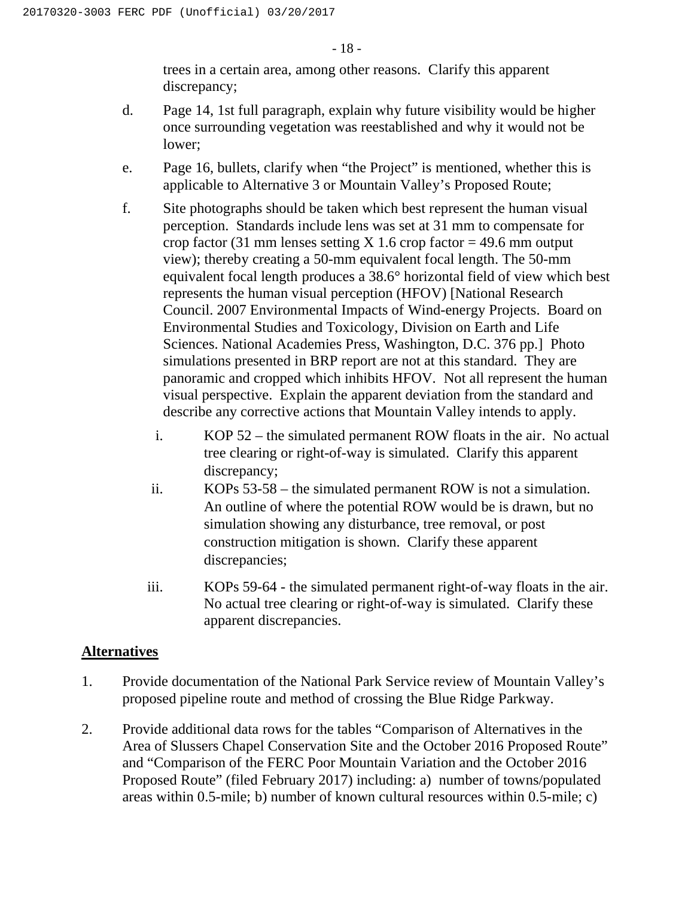trees in a certain area, among other reasons. Clarify this apparent discrepancy;

d. Page 14, 1st full paragraph, explain why future visibility would be higher once surrounding vegetation was reestablished and why it would not be lower;

e. Page 16, bullets, clarify when "the Project" is mentioned, whether this is applicable to Alternative 3 or Mountain Valley's Proposed Route;

f. Site photographs should be taken which best represent the human visual perception. Standards include lens was set at 31 mm to compensate for crop factor (31 mm lenses setting X 1.6 crop factor = 49.6 mm output view); thereby creating a 50-mm equivalent focal length. The 50-mm equivalent focal length produces a 38.6° horizontal field of view which best represents the human visual perception (HFOV) [National Research Council. 2007 Environmental Impacts of Wind-energy Projects. Board on Environmental Studies and Toxicology, Division on Earth and Life Sciences. National Academies Press, Washington, D.C. 376 pp.] Photo simulations presented in BRP report are not at this standard. They are panoramic and cropped which inhibits HFOV. Not all represent the human visual perspective. Explain the apparent deviation from the standard and describe any corrective actions that Mountain Valley intends to apply.

   i. KOP 52 – the simulated permanent ROW floats in the air. No actual tree clearing or right-of-way is simulated. Clarify this apparent discrepancy;

   ii. KOPs 53-58 – the simulated permanent ROW is not a simulation. An outline of where the potential ROW would be is drawn, but no simulation showing any disturbance, tree removal, or post construction mitigation is shown. Clarify these apparent discrepancies;

   iii. KOPs 59-64 - the simulated permanent right-of-way floats in the air. No actual tree clearing or right-of-way is simulated. Clarify these apparent discrepancies.

**Alternatives**

1. Provide documentation of the National Park Service review of Mountain Valley's proposed pipeline route and method of crossing the Blue Ridge Parkway.

2. Provide additional data rows for the tables "Comparison of Alternatives in the Area of Slussers Chapel Conservation Site and the October 2016 Proposed Route" and "Comparison of the FERC Poor Mountain Variation and the October 2016 Proposed Route" (filed February 2017) including: a) number of towns/populated areas within 0.5-mile; b) number of known cultural resources within 0.5-mile; c)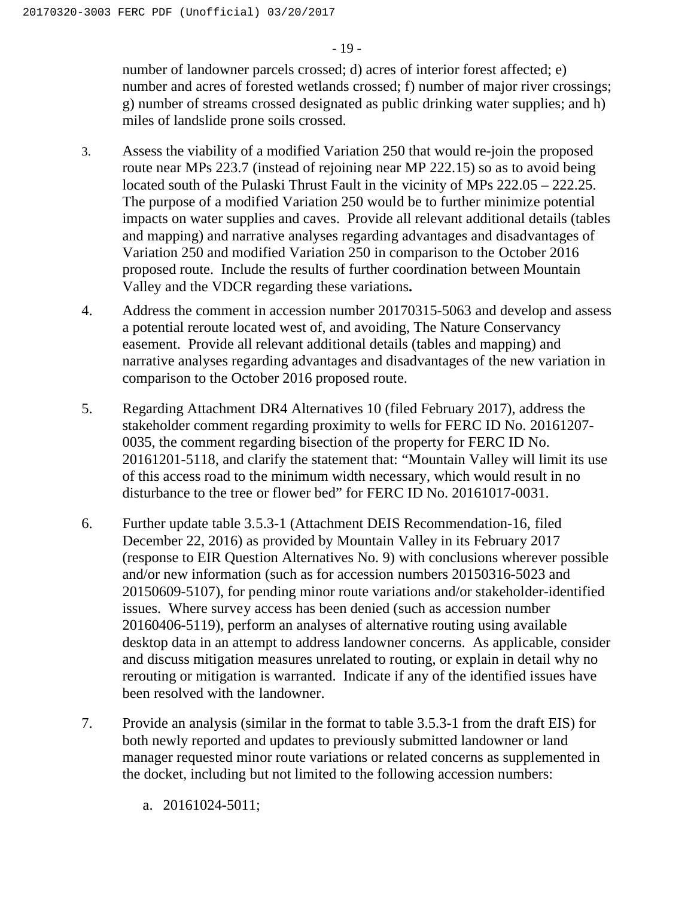number of landowner parcels crossed; d) acres of interior forest affected; e) number and acres of forested wetlands crossed; f) number of major river crossings; g) number of streams crossed designated as public drinking water supplies; and h) miles of landslide prone soils crossed.

3. Assess the viability of a modified Variation 250 that would re-join the proposed route near MPs 223.7 (instead of rejoining near MP 222.15) so as to avoid being located south of the Pulaski Thrust Fault in the vicinity of MPs 222.05 – 222.25. The purpose of a modified Variation 250 would be to further minimize potential impacts on water supplies and caves. Provide all relevant additional details (tables and mapping) and narrative analyses regarding advantages and disadvantages of Variation 250 and modified Variation 250 in comparison to the October 2016 proposed route. Include the results of further coordination between Mountain Valley and the VDCR regarding these variations**.**

4. Address the comment in accession number 20170315-5063 and develop and assess a potential reroute located west of, and avoiding, The Nature Conservancy easement. Provide all relevant additional details (tables and mapping) and narrative analyses regarding advantages and disadvantages of the new variation in comparison to the October 2016 proposed route.

5. Regarding Attachment DR4 Alternatives 10 (filed February 2017), address the stakeholder comment regarding proximity to wells for FERC ID No. 20161207-0035, the comment regarding bisection of the property for FERC ID No. 20161201-5118, and clarify the statement that: "Mountain Valley will limit its use of this access road to the minimum width necessary, which would result in no disturbance to the tree or flower bed" for FERC ID No. 20161017-0031.

6. Further update table 3.5.3-1 (Attachment DEIS Recommendation-16, filed December 22, 2016) as provided by Mountain Valley in its February 2017 (response to EIR Question Alternatives No. 9) with conclusions wherever possible and/or new information (such as for accession numbers 20150316-5023 and 20150609-5107), for pending minor route variations and/or stakeholder-identified issues. Where survey access has been denied (such as accession number 20160406-5119), perform an analyses of alternative routing using available desktop data in an attempt to address landowner concerns. As applicable, consider and discuss mitigation measures unrelated to routing, or explain in detail why no rerouting or mitigation is warranted. Indicate if any of the identified issues have been resolved with the landowner.

7. Provide an analysis (similar in the format to table 3.5.3-1 from the draft EIS) for both newly reported and updates to previously submitted landowner or land manager requested minor route variations or related concerns as supplemented in the docket, including but not limited to the following accession numbers:

   a. 20161024-5011;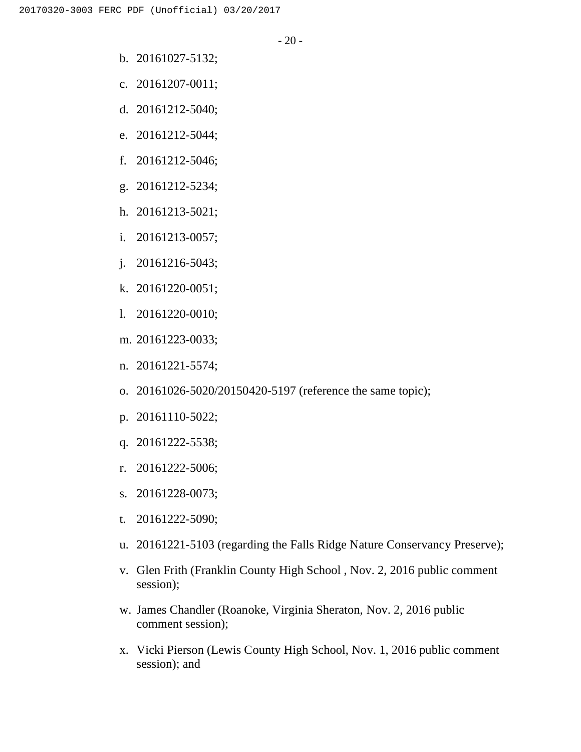b. 20161027-5132;

c. 20161207-0011;

d. 20161212-5040;

e. 20161212-5044;

f. 20161212-5046;

g. 20161212-5234;

h. 20161213-5021;

i. 20161213-0057;

j. 20161216-5043;

k. 20161220-0051;

l. 20161220-0010;

m. 20161223-0033;

n. 20161221-5574;

o. 20161026-5020/20150420-5197 (reference the same topic);

p. 20161110-5022;

q. 20161222-5538;

r. 20161222-5006;

s. 20161228-0073;

t. 20161222-5090;

u. 20161221-5103 (regarding the Falls Ridge Nature Conservancy Preserve);

v. Glen Frith (Franklin County High School , Nov. 2, 2016 public comment session);

w. James Chandler (Roanoke, Virginia Sheraton, Nov. 2, 2016 public comment session);

x. Vicki Pierson (Lewis County High School, Nov. 1, 2016 public comment session); and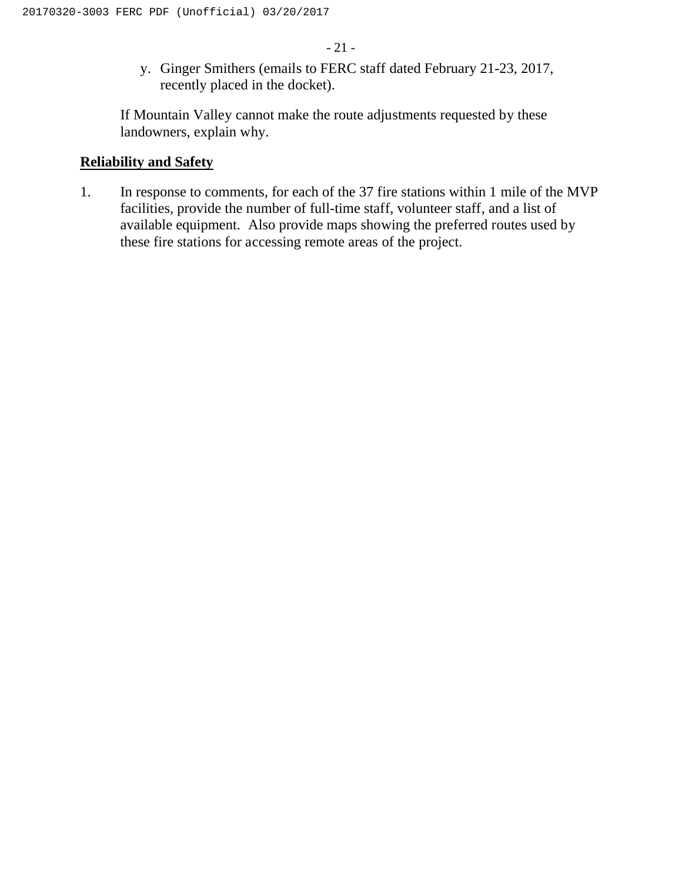y. Ginger Smithers (emails to FERC staff dated February 21-23, 2017, recently placed in the docket).

If Mountain Valley cannot make the route adjustments requested by these landowners, explain why.

**Reliability and Safety**

1. In response to comments, for each of the 37 fire stations within 1 mile of the MVP facilities, provide the number of full-time staff, volunteer staff, and a list of available equipment. Also provide maps showing the preferred routes used by these fire stations for accessing remote areas of the project.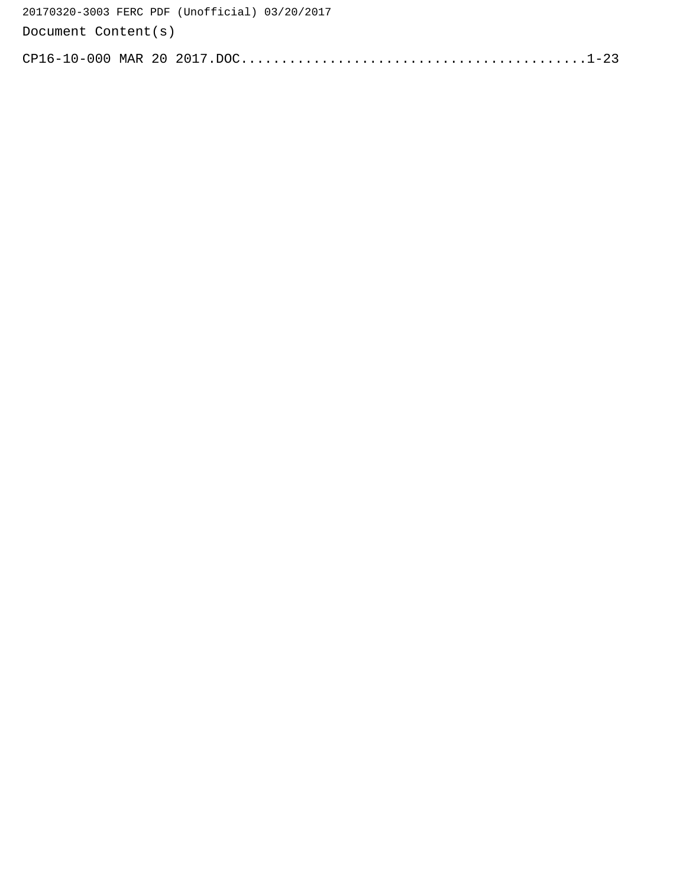Document Content(s)

CP16-10-000 MAR 20 2017.DOC............................................1-23